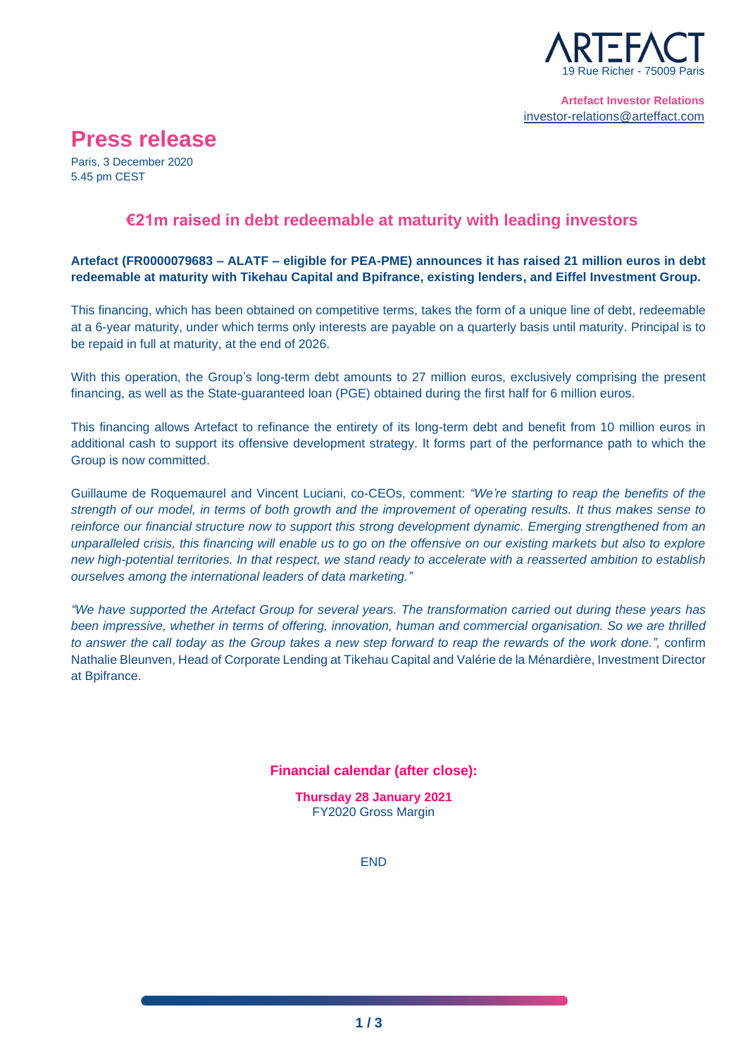ARTEFACT
19 Rue Richer - 75009 Paris

**Artefact Investor Relations**
investor-relations@arteffact.com

# Press release

Paris, 3 December 2020
5.45 pm CEST

## €21m raised in debt redeemable at maturity with leading investors

**Artefact (FR0000079683 – ALATF – eligible for PEA-PME) announces it has raised 21 million euros in debt redeemable at maturity with Tikehau Capital and Bpifrance, existing lenders, and Eiffel Investment Group.**

This financing, which has been obtained on competitive terms, takes the form of a unique line of debt, redeemable at a 6-year maturity, under which terms only interests are payable on a quarterly basis until maturity. Principal is to be repaid in full at maturity, at the end of 2026.

With this operation, the Group's long-term debt amounts to 27 million euros, exclusively comprising the present financing, as well as the State-guaranteed loan (PGE) obtained during the first half for 6 million euros.

This financing allows Artefact to refinance the entirety of its long-term debt and benefit from 10 million euros in additional cash to support its offensive development strategy. It forms part of the performance path to which the Group is now committed.

Guillaume de Roquemaurel and Vincent Luciani, co-CEOs, comment: *"We're starting to reap the benefits of the strength of our model, in terms of both growth and the improvement of operating results. It thus makes sense to reinforce our financial structure now to support this strong development dynamic. Emerging strengthened from an unparalleled crisis, this financing will enable us to go on the offensive on our existing markets but also to explore new high-potential territories. In that respect, we stand ready to accelerate with a reasserted ambition to establish ourselves among the international leaders of data marketing."*

*"We have supported the Artefact Group for several years. The transformation carried out during these years has been impressive, whether in terms of offering, innovation, human and commercial organisation. So we are thrilled to answer the call today as the Group takes a new step forward to reap the rewards of the work done."*, confirm Nathalie Bleunven, Head of Corporate Lending at Tikehau Capital and Valérie de la Ménardière, Investment Director at Bpifrance.

**Financial calendar (after close):**

**Thursday 28 January 2021**
FY2020 Gross Margin

END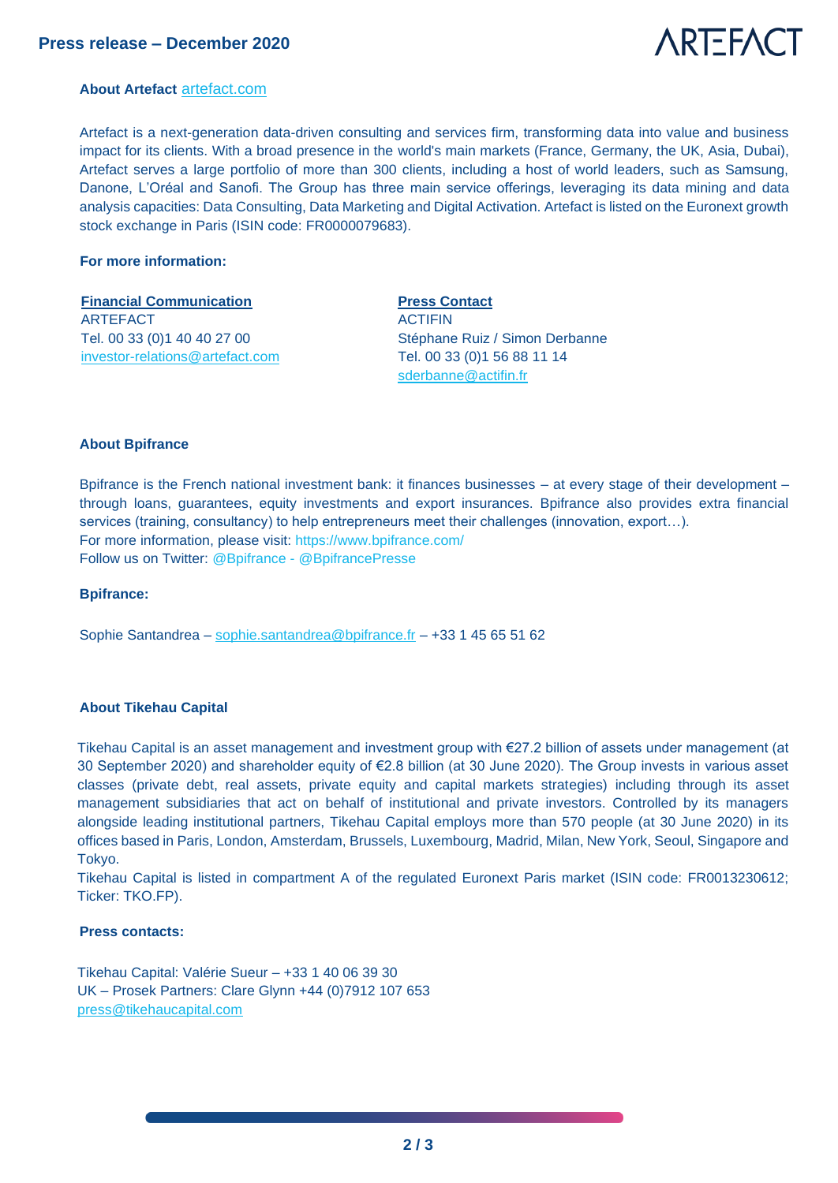**About Artefact** artefact.com

Artefact is a next-generation data-driven consulting and services firm, transforming data into value and business impact for its clients. With a broad presence in the world's main markets (France, Germany, the UK, Asia, Dubai), Artefact serves a large portfolio of more than 300 clients, including a host of world leaders, such as Samsung, Danone, L'Oréal and Sanofi. The Group has three main service offerings, leveraging its data mining and data analysis capacities: Data Consulting, Data Marketing and Digital Activation. Artefact is listed on the Euronext growth stock exchange in Paris (ISIN code: FR0000079683).

**For more information:**

**Financial Communication**
ARTEFACT
Tel. 00 33 (0)1 40 40 27 00
investor-relations@artefact.com

**Press Contact**
ACTIFIN
Stéphane Ruiz / Simon Derbanne
Tel. 00 33 (0)1 56 88 11 14
sderbanne@actifin.fr

**About Bpifrance**

Bpifrance is the French national investment bank: it finances businesses – at every stage of their development – through loans, guarantees, equity investments and export insurances. Bpifrance also provides extra financial services (training, consultancy) to help entrepreneurs meet their challenges (innovation, export…).
For more information, please visit: https://www.bpifrance.com/
Follow us on Twitter: @Bpifrance - @BpifrancePresse

**Bpifrance:**

Sophie Santandrea – sophie.santandrea@bpifrance.fr – +33 1 45 65 51 62

**About Tikehau Capital**

Tikehau Capital is an asset management and investment group with €27.2 billion of assets under management (at 30 September 2020) and shareholder equity of €2.8 billion (at 30 June 2020). The Group invests in various asset classes (private debt, real assets, private equity and capital markets strategies) including through its asset management subsidiaries that act on behalf of institutional and private investors. Controlled by its managers alongside leading institutional partners, Tikehau Capital employs more than 570 people (at 30 June 2020) in its offices based in Paris, London, Amsterdam, Brussels, Luxembourg, Madrid, Milan, New York, Seoul, Singapore and Tokyo.
Tikehau Capital is listed in compartment A of the regulated Euronext Paris market (ISIN code: FR0013230612; Ticker: TKO.FP).

**Press contacts:**

Tikehau Capital: Valérie Sueur – +33 1 40 06 39 30
UK – Prosek Partners: Clare Glynn +44 (0)7912 107 653
press@tikehaucapital.com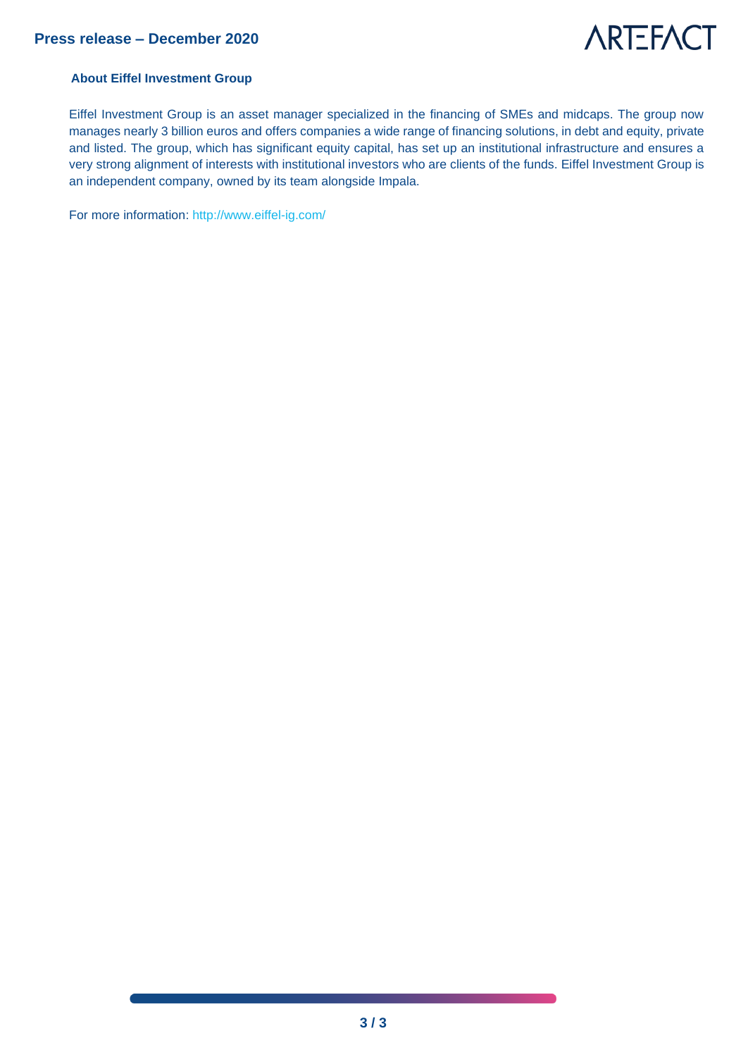## About Eiffel Investment Group

Eiffel Investment Group is an asset manager specialized in the financing of SMEs and midcaps. The group now manages nearly 3 billion euros and offers companies a wide range of financing solutions, in debt and equity, private and listed. The group, which has significant equity capital, has set up an institutional infrastructure and ensures a very strong alignment of interests with institutional investors who are clients of the funds. Eiffel Investment Group is an independent company, owned by its team alongside Impala.

For more information: http://www.eiffel-ig.com/